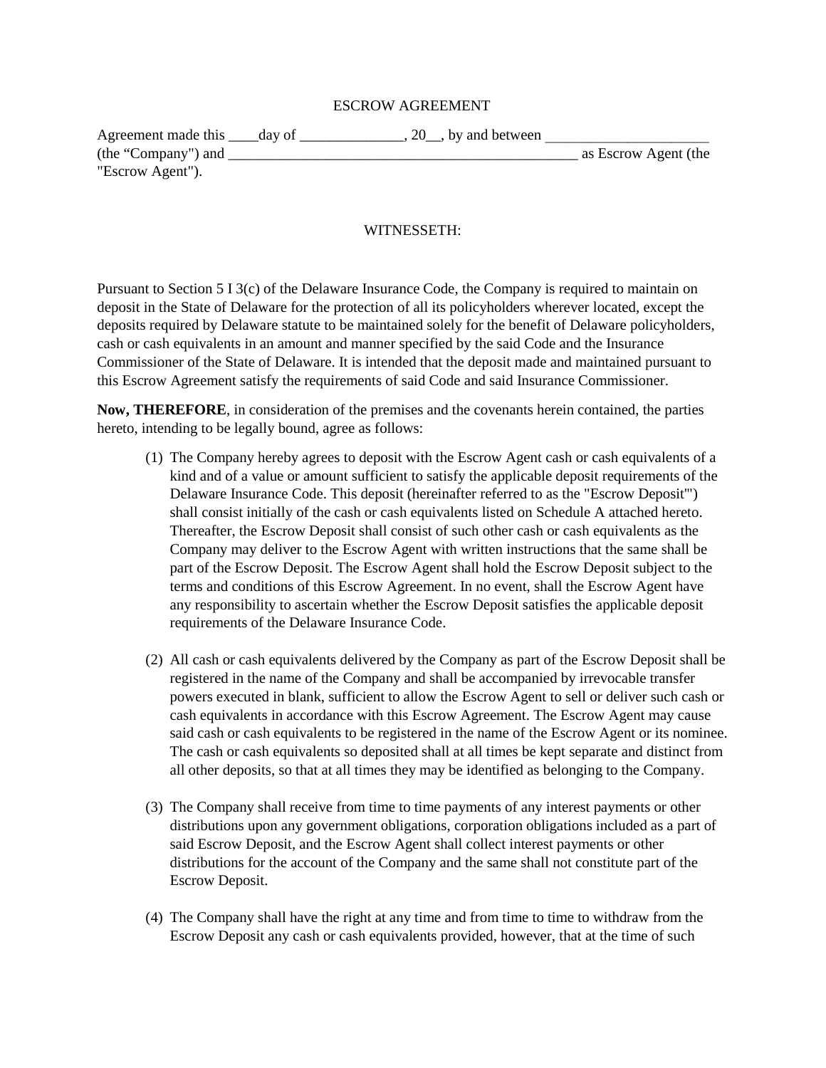# ESCROW AGREEMENT

Agreement made this ____day of ______________, 20__, by and between ______________________ (the "Company") and __________________________________________________ as Escrow Agent (the "Escrow Agent").

WITNESSETH:

Pursuant to Section 5 I 3(c) of the Delaware Insurance Code, the Company is required to maintain on deposit in the State of Delaware for the protection of all its policyholders wherever located, except the deposits required by Delaware statute to be maintained solely for the benefit of Delaware policyholders, cash or cash equivalents in an amount and manner specified by the said Code and the Insurance Commissioner of the State of Delaware. It is intended that the deposit made and maintained pursuant to this Escrow Agreement satisfy the requirements of said Code and said Insurance Commissioner.

**Now, THEREFORE**, in consideration of the premises and the covenants herein contained, the parties hereto, intending to be legally bound, agree as follows:

(1) The Company hereby agrees to deposit with the Escrow Agent cash or cash equivalents of a kind and of a value or amount sufficient to satisfy the applicable deposit requirements of the Delaware Insurance Code. This deposit (hereinafter referred to as the "Escrow Deposit"') shall consist initially of the cash or cash equivalents listed on Schedule A attached hereto. Thereafter, the Escrow Deposit shall consist of such other cash or cash equivalents as the Company may deliver to the Escrow Agent with written instructions that the same shall be part of the Escrow Deposit. The Escrow Agent shall hold the Escrow Deposit subject to the terms and conditions of this Escrow Agreement. In no event, shall the Escrow Agent have any responsibility to ascertain whether the Escrow Deposit satisfies the applicable deposit requirements of the Delaware Insurance Code.

(2) All cash or cash equivalents delivered by the Company as part of the Escrow Deposit shall be registered in the name of the Company and shall be accompanied by irrevocable transfer powers executed in blank, sufficient to allow the Escrow Agent to sell or deliver such cash or cash equivalents in accordance with this Escrow Agreement. The Escrow Agent may cause said cash or cash equivalents to be registered in the name of the Escrow Agent or its nominee. The cash or cash equivalents so deposited shall at all times be kept separate and distinct from all other deposits, so that at all times they may be identified as belonging to the Company.

(3) The Company shall receive from time to time payments of any interest payments or other distributions upon any government obligations, corporation obligations included as a part of said Escrow Deposit, and the Escrow Agent shall collect interest payments or other distributions for the account of the Company and the same shall not constitute part of the Escrow Deposit.

(4) The Company shall have the right at any time and from time to time to withdraw from the Escrow Deposit any cash or cash equivalents provided, however, that at the time of such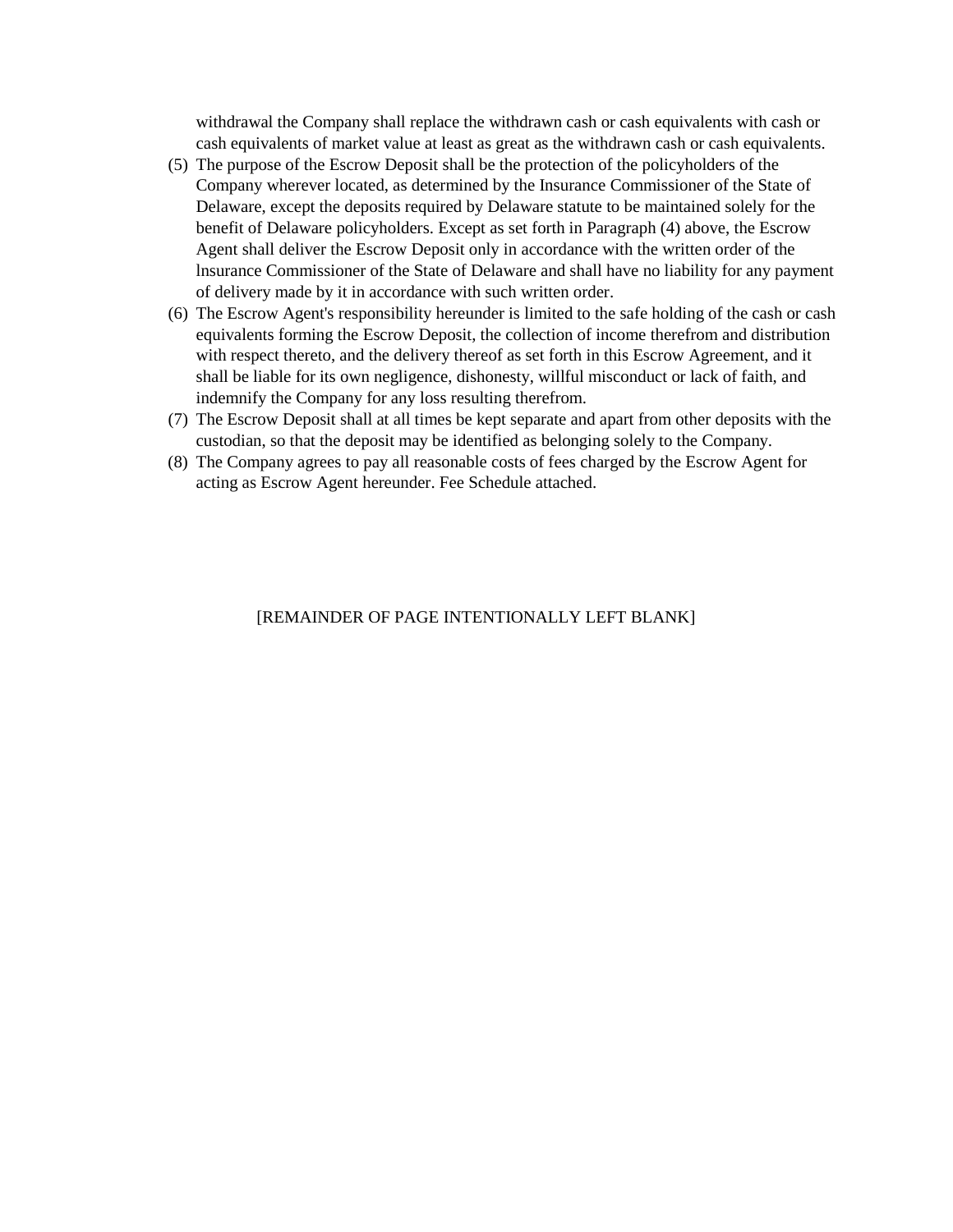withdrawal the Company shall replace the withdrawn cash or cash equivalents with cash or cash equivalents of market value at least as great as the withdrawn cash or cash equivalents.

(5) The purpose of the Escrow Deposit shall be the protection of the policyholders of the Company wherever located, as determined by the Insurance Commissioner of the State of Delaware, except the deposits required by Delaware statute to be maintained solely for the benefit of Delaware policyholders. Except as set forth in Paragraph (4) above, the Escrow Agent shall deliver the Escrow Deposit only in accordance with the written order of the lnsurance Commissioner of the State of Delaware and shall have no liability for any payment of delivery made by it in accordance with such written order.

(6) The Escrow Agent's responsibility hereunder is limited to the safe holding of the cash or cash equivalents forming the Escrow Deposit, the collection of income therefrom and distribution with respect thereto, and the delivery thereof as set forth in this Escrow Agreement, and it shall be liable for its own negligence, dishonesty, willful misconduct or lack of faith, and indemnify the Company for any loss resulting therefrom.

(7) The Escrow Deposit shall at all times be kept separate and apart from other deposits with the custodian, so that the deposit may be identified as belonging solely to the Company.

(8) The Company agrees to pay all reasonable costs of fees charged by the Escrow Agent for acting as Escrow Agent hereunder. Fee Schedule attached.

[REMAINDER OF PAGE INTENTIONALLY LEFT BLANK]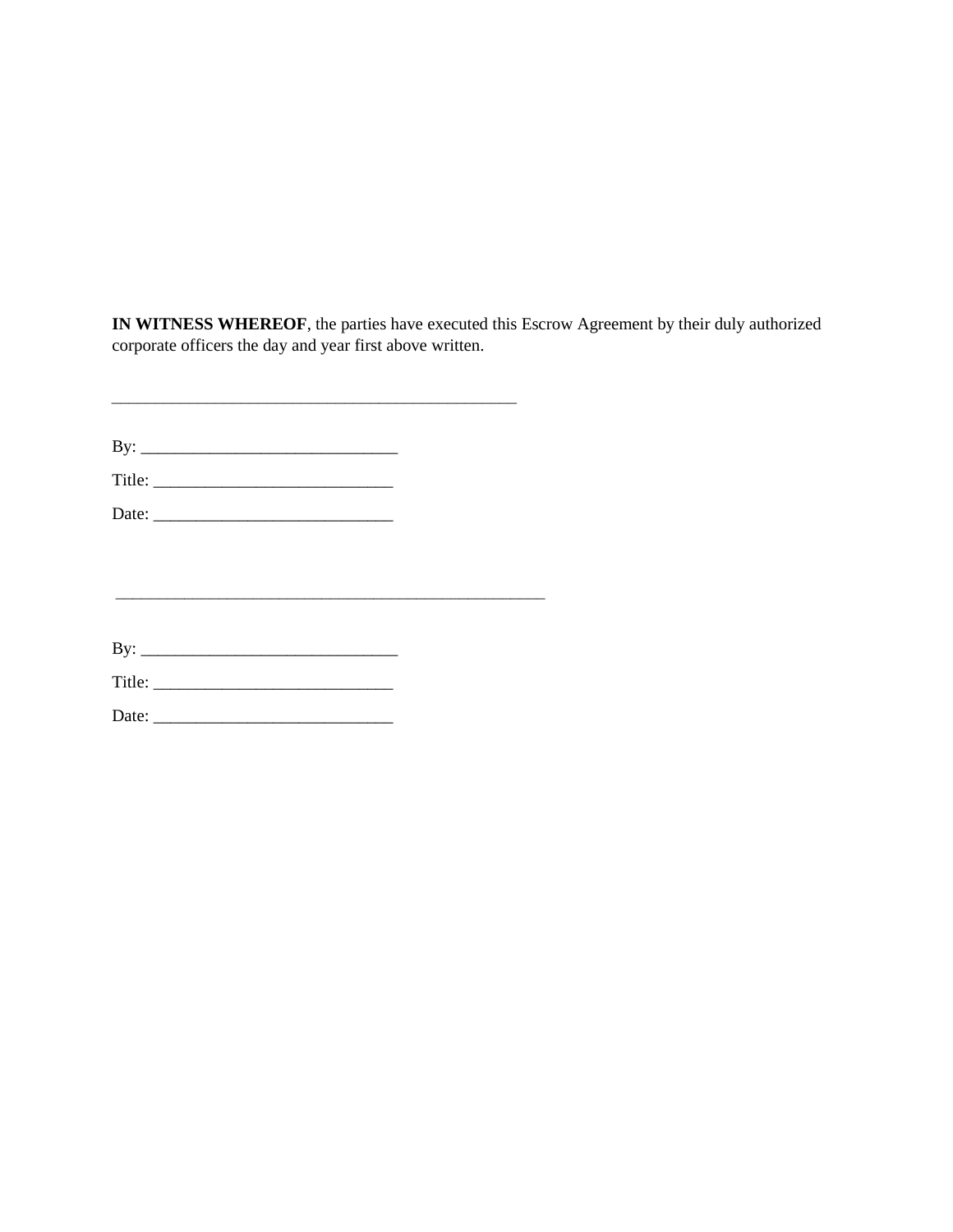**IN WITNESS WHEREOF**, the parties have executed this Escrow Agreement by their duly authorized corporate officers the day and year first above written.

_________________________________________________

By: ______________________________

Title: ____________________________

Date: ____________________________

_________________________________________________

By: ______________________________

Title: ____________________________

Date: ____________________________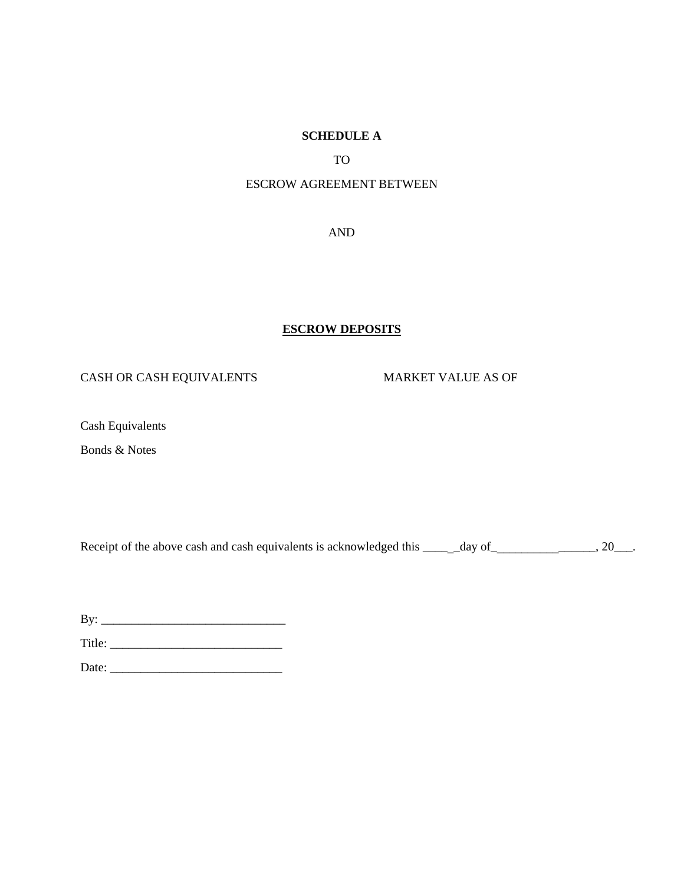**SCHEDULE A**

TO

ESCROW AGREEMENT BETWEEN

AND

**<u>ESCROW DEPOSITS</u>**

| CASH OR CASH EQUIVALENTS | MARKET VALUE AS OF |
|---|---|
| Cash Equivalents | |
| Bonds & Notes | |

Receipt of the above cash and cash equivalents is acknowledged this _____day of________________, 20___.

By: ______________________________

Title: ____________________________

Date: ____________________________